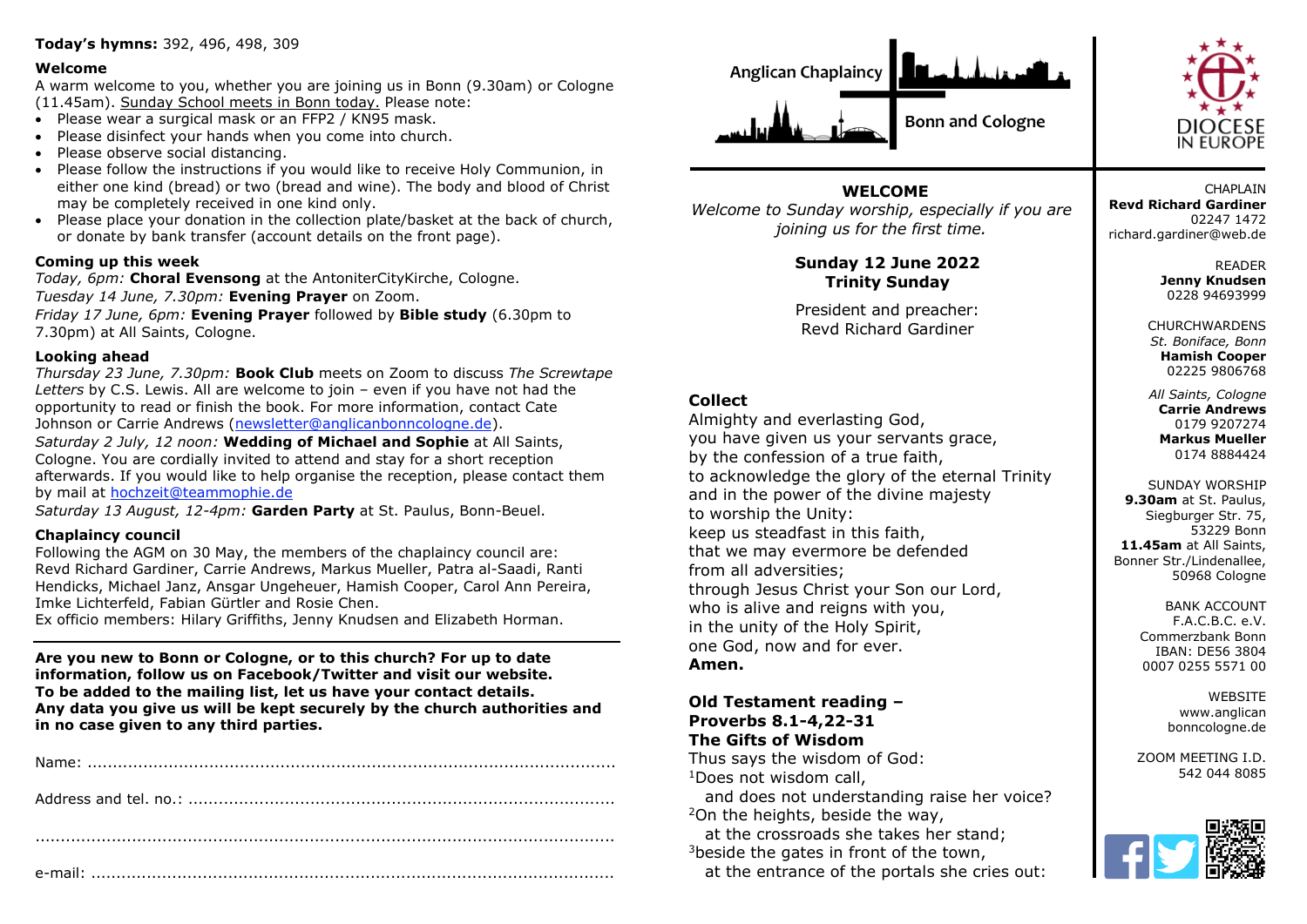**Today's hymns:** 392, 496, 498, 309

### Welcome

A warm welcome to you, whether you are joining us in Bonn (9.30am) or Cologne (11.45am). Sunday School meets in Bonn today. Please note:

- Please wear a surgical mask or an FFP2 / KN95 mask.
- Please disinfect your hands when you come into church.
- Please observe social distancing.
- Please follow the instructions if you would like to receive Holy Communion, in either one kind (bread) or two (bread and wine). The body and blood of Christ may be completely received in one kind only.
- Please place your donation in the collection plate/basket at the back of church, or donate by bank transfer (account details on the front page).

### Coming up this week

*Today, 6pm:* **Choral Evensong** at the AntoniterCityKirche, Cologne.
*Tuesday 14 June, 7.30pm:* **Evening Prayer** on Zoom.
*Friday 17 June, 6pm:* **Evening Prayer** followed by **Bible study** (6.30pm to 7.30pm) at All Saints, Cologne.

### Looking ahead

*Thursday 23 June, 7.30pm:* **Book Club** meets on Zoom to discuss *The Screwtape Letters* by C.S. Lewis. All are welcome to join – even if you have not had the opportunity to read or finish the book. For more information, contact Cate Johnson or Carrie Andrews (newsletter@anglicanbonncologne.de).
*Saturday 2 July, 12 noon:* **Wedding of Michael and Sophie** at All Saints, Cologne. You are cordially invited to attend and stay for a short reception afterwards. If you would like to help organise the reception, please contact them by mail at hochzeit@teammophie.de
*Saturday 13 August, 12-4pm:* **Garden Party** at St. Paulus, Bonn-Beuel.

### Chaplaincy council

Following the AGM on 30 May, the members of the chaplaincy council are: Revd Richard Gardiner, Carrie Andrews, Markus Mueller, Patra al-Saadi, Ranti Hendicks, Michael Janz, Ansgar Ungeheuer, Hamish Cooper, Carol Ann Pereira, Imke Lichterfeld, Fabian Gürtler and Rosie Chen.
Ex officio members: Hilary Griffiths, Jenny Knudsen and Elizabeth Horman.

---

**Are you new to Bonn or Cologne, or to this church? For up to date information, follow us on Facebook/Twitter and visit our website. To be added to the mailing list, let us have your contact details. Any data you give us will be kept securely by the church authorities and in no case given to any third parties.**

Name: ..........................................................................................................

Address and tel. no.: ...................................................................................

.......................................................................................................................

e-mail: .........................................................................................................

---

Anglican Chaplaincy Bonn and Cologne

DIOCESE IN EUROPE

## WELCOME

*Welcome to Sunday worship, especially if you are joining us for the first time.*

**Sunday 12 June 2022**
**Trinity Sunday**

President and preacher:
Revd Richard Gardiner

### Collect

Almighty and everlasting God,
you have given us your servants grace,
by the confession of a true faith,
to acknowledge the glory of the eternal Trinity
and in the power of the divine majesty
to worship the Unity:
keep us steadfast in this faith,
that we may evermore be defended
from all adversities;
through Jesus Christ your Son our Lord,
who is alive and reigns with you,
in the unity of the Holy Spirit,
one God, now and for ever.
**Amen.**

### Old Testament reading – Proverbs 8.1-4,22-31
### The Gifts of Wisdom

Thus says the wisdom of God:
[1]Does not wisdom call,
  and does not understanding raise her voice?
[2]On the heights, beside the way,
  at the crossroads she takes her stand;
[3]beside the gates in front of the town,
  at the entrance of the portals she cries out:

---

CHAPLAIN
**Revd Richard Gardiner**
02247 1472
richard.gardiner@web.de

READER
**Jenny Knudsen**
0228 94693999

CHURCHWARDENS
*St. Boniface, Bonn*
**Hamish Cooper**
02225 9806768

*All Saints, Cologne*
**Carrie Andrews**
0179 9207274
**Markus Mueller**
0174 8884424

SUNDAY WORSHIP
**9.30am** at St. Paulus, Siegburger Str. 75, 53229 Bonn
**11.45am** at All Saints, Bonner Str./Lindenallee, 50968 Cologne

BANK ACCOUNT
F.A.C.B.C. e.V.
Commerzbank Bonn
IBAN: DE56 3804 0007 0255 5571 00

WEBSITE
www.anglicanbonncologne.de

ZOOM MEETING I.D.
542 044 8085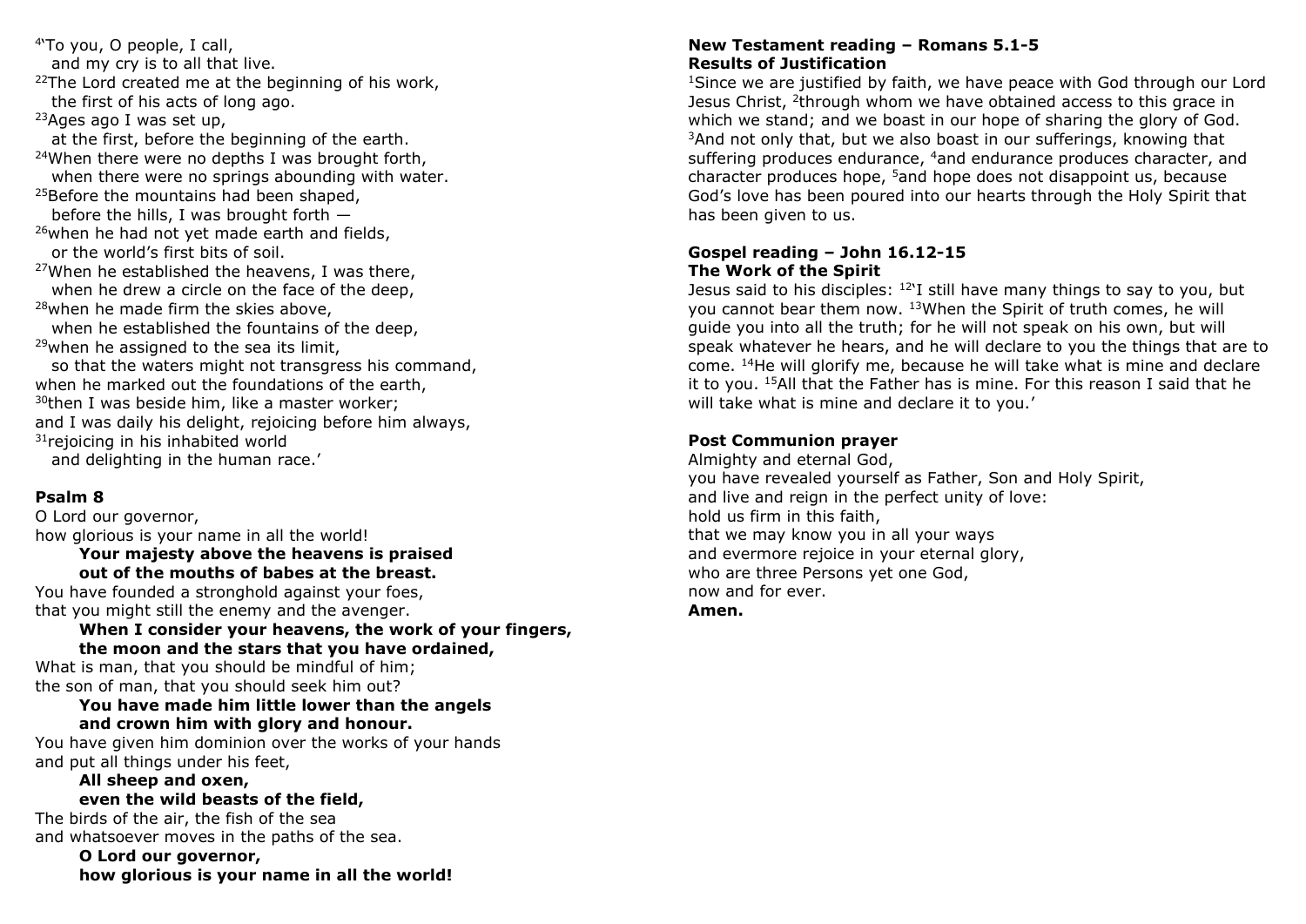[4]'To you, O people, I call,
and my cry is to all that live.
[22]The Lord created me at the beginning of his work,
the first of his acts of long ago.
[23]Ages ago I was set up,
at the first, before the beginning of the earth.
[24]When there were no depths I was brought forth,
when there were no springs abounding with water.
[25]Before the mountains had been shaped,
before the hills, I was brought forth —
[26]when he had not yet made earth and fields,
or the world's first bits of soil.
[27]When he established the heavens, I was there,
when he drew a circle on the face of the deep,
[28]when he made firm the skies above,
when he established the fountains of the deep,
[29]when he assigned to the sea its limit,
so that the waters might not transgress his command,
when he marked out the foundations of the earth,
[30]then I was beside him, like a master worker;
and I was daily his delight, rejoicing before him always,
[31]rejoicing in his inhabited world
and delighting in the human race.'

**Psalm 8**

O Lord our governor,
how glorious is your name in all the world!

**Your majesty above the heavens is praised**
**out of the mouths of babes at the breast.**

You have founded a stronghold against your foes,
that you might still the enemy and the avenger.

**When I consider your heavens, the work of your fingers,**
**the moon and the stars that you have ordained,**

What is man, that you should be mindful of him;
the son of man, that you should seek him out?

**You have made him little lower than the angels**
**and crown him with glory and honour.**

You have given him dominion over the works of your hands
and put all things under his feet,

**All sheep and oxen,**
**even the wild beasts of the field,**

The birds of the air, the fish of the sea
and whatsoever moves in the paths of the sea.

**O Lord our governor,**
**how glorious is your name in all the world!**

**New Testament reading – Romans 5.1-5**
**Results of Justification**

[1]Since we are justified by faith, we have peace with God through our Lord Jesus Christ, [2]through whom we have obtained access to this grace in which we stand; and we boast in our hope of sharing the glory of God. [3]And not only that, but we also boast in our sufferings, knowing that suffering produces endurance, [4]and endurance produces character, and character produces hope, [5]and hope does not disappoint us, because God's love has been poured into our hearts through the Holy Spirit that has been given to us.

**Gospel reading – John 16.12-15**
**The Work of the Spirit**

Jesus said to his disciples: [12]'I still have many things to say to you, but you cannot bear them now. [13]When the Spirit of truth comes, he will guide you into all the truth; for he will not speak on his own, but will speak whatever he hears, and he will declare to you the things that are to come. [14]He will glorify me, because he will take what is mine and declare it to you. [15]All that the Father has is mine. For this reason I said that he will take what is mine and declare it to you.'

**Post Communion prayer**

Almighty and eternal God,
you have revealed yourself as Father, Son and Holy Spirit,
and live and reign in the perfect unity of love:
hold us firm in this faith,
that we may know you in all your ways
and evermore rejoice in your eternal glory,
who are three Persons yet one God,
now and for ever.
**Amen.**